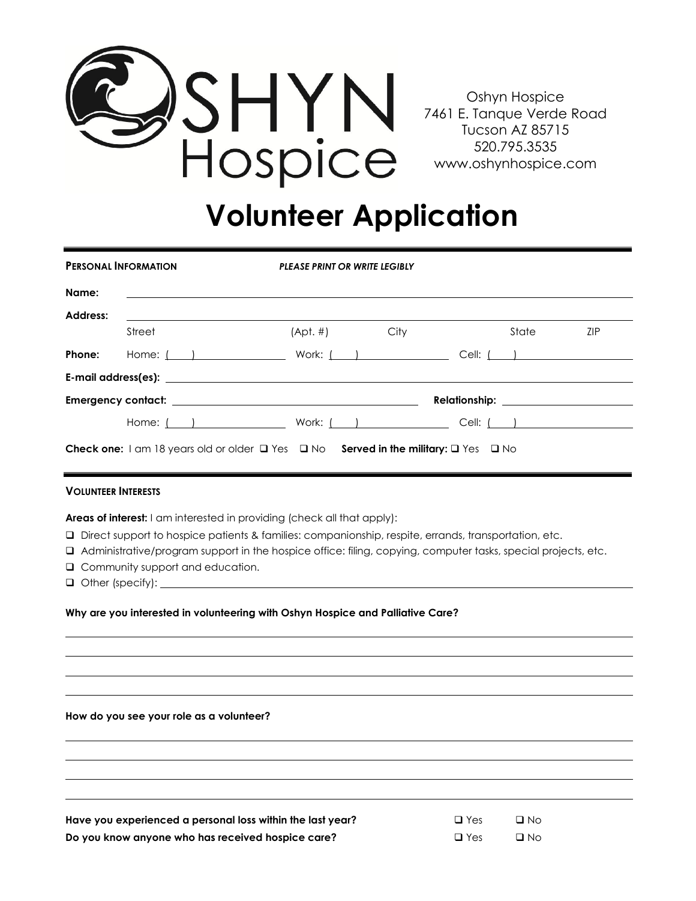# OSHYN Hospice

Oshyn Hospice
7461 E. Tanque Verde Road
Tucson AZ 85715
520.795.3535
www.oshynhospice.com

# Volunteer Application

**PERSONAL INFORMATION** ***PLEASE PRINT OR WRITE LEGIBLY***

**Name:** ______________________________________________

**Address:** ______________________________________________
Street (Apt. #) City State ZIP

**Phone:** Home: ( ) __________ Work: ( ) __________ Cell: ( ) __________

**E-mail address(es):** ______________________________________________

**Emergency contact:** ______________________________ **Relationship:** ______________

Home: ( ) __________ Work: ( ) __________ Cell: ( ) __________

**Check one:** I am 18 years old or older ☐ Yes ☐ No **Served in the military:** ☐ Yes ☐ No

**VOLUNTEER INTERESTS**

**Areas of interest:** I am interested in providing (check all that apply):

- ☐ Direct support to hospice patients & families: companionship, respite, errands, transportation, etc.
- ☐ Administrative/program support in the hospice office: filing, copying, computer tasks, special projects, etc.
- ☐ Community support and education.
- ☐ Other (specify): ______________________________________________

**Why are you interested in volunteering with Oshyn Hospice and Palliative Care?**

______________________________________________

______________________________________________

______________________________________________

______________________________________________

**How do you see your role as a volunteer?**

______________________________________________

______________________________________________

______________________________________________

______________________________________________

**Have you experienced a personal loss within the last year?** ☐ Yes ☐ No

**Do you know anyone who has received hospice care?** ☐ Yes ☐ No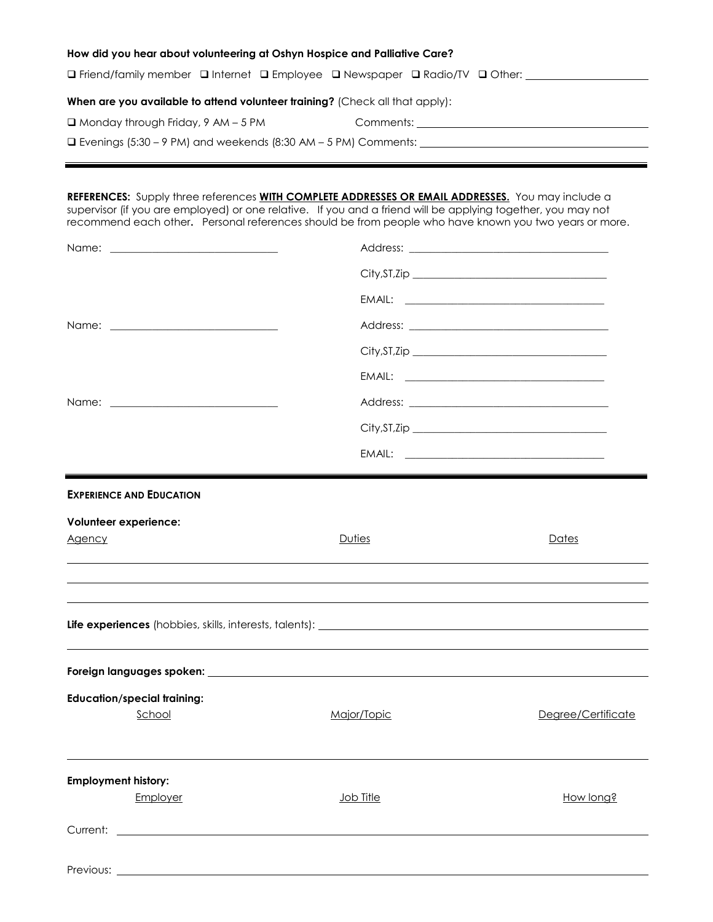**How did you hear about volunteering at Oshyn Hospice and Palliative Care?**

❑ Friend/family member ❑ Internet ❑ Employee ❑ Newspaper ❑ Radio/TV ❑ Other: ______________________

**When are you available to attend volunteer training?** (Check all that apply):

❑ Monday through Friday, 9 AM – 5 PM Comments: ______________________

❑ Evenings (5:30 – 9 PM) and weekends (8:30 AM – 5 PM) Comments: ______________________

---

**REFERENCES:** Supply three references **WITH COMPLETE ADDRESSES OR EMAIL ADDRESSES.** You may include a supervisor (if you are employed) or one relative. If you and a friend will be applying together, you may not recommend each other**.** Personal references should be from people who have known you two years or more.

Name: ______________________ Address: ______________________

City,ST,Zip ______________________

EMAIL: ______________________

Name: ______________________ Address: ______________________

City,ST,Zip ______________________

EMAIL: ______________________

Name: ______________________ Address: ______________________

City,ST,Zip ______________________

EMAIL: ______________________

---

**EXPERIENCE AND EDUCATION**

**Volunteer experience:**

| Agency | Duties | Dates |
| --- | --- | --- |
| | | |
| | | |
| | | |

**Life experiences** (hobbies, skills, interests, talents): ______________________

______________________

**Foreign languages spoken:** ______________________

**Education/special training:**

| School | Major/Topic | Degree/Certificate |
| --- | --- | --- |
| | | |

**Employment history:**

| | Employer | Job Title | How long? |
| --- | --- | --- | --- |
| Current: | | | |
| Previous: | | | |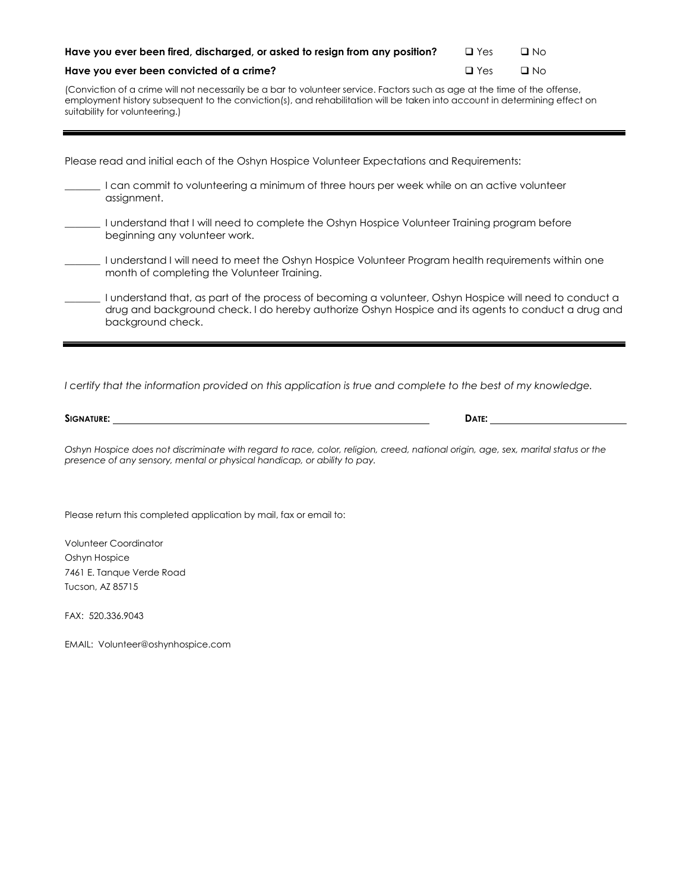**Have you ever been fired, discharged, or asked to resign from any position?** ☐ Yes ☐ No

**Have you ever been convicted of a crime?** ☐ Yes ☐ No

(Conviction of a crime will not necessarily be a bar to volunteer service. Factors such as age at the time of the offense, employment history subsequent to the conviction(s), and rehabilitation will be taken into account in determining effect on suitability for volunteering.)

---

Please read and initial each of the Oshyn Hospice Volunteer Expectations and Requirements:

_______ I can commit to volunteering a minimum of three hours per week while on an active volunteer assignment.

_______ I understand that I will need to complete the Oshyn Hospice Volunteer Training program before beginning any volunteer work.

_______ I understand I will need to meet the Oshyn Hospice Volunteer Program health requirements within one month of completing the Volunteer Training.

_______ I understand that, as part of the process of becoming a volunteer, Oshyn Hospice will need to conduct a drug and background check. I do hereby authorize Oshyn Hospice and its agents to conduct a drug and background check.

---

*I certify that the information provided on this application is true and complete to the best of my knowledge.*

**SIGNATURE:** ______________________________ **DATE:** ______________

*Oshyn Hospice does not discriminate with regard to race, color, religion, creed, national origin, age, sex, marital status or the presence of any sensory, mental or physical handicap, or ability to pay.*

Please return this completed application by mail, fax or email to:

Volunteer Coordinator
Oshyn Hospice
7461 E. Tanque Verde Road
Tucson, AZ 85715

FAX: 520.336.9043

EMAIL: Volunteer@oshynhospice.com